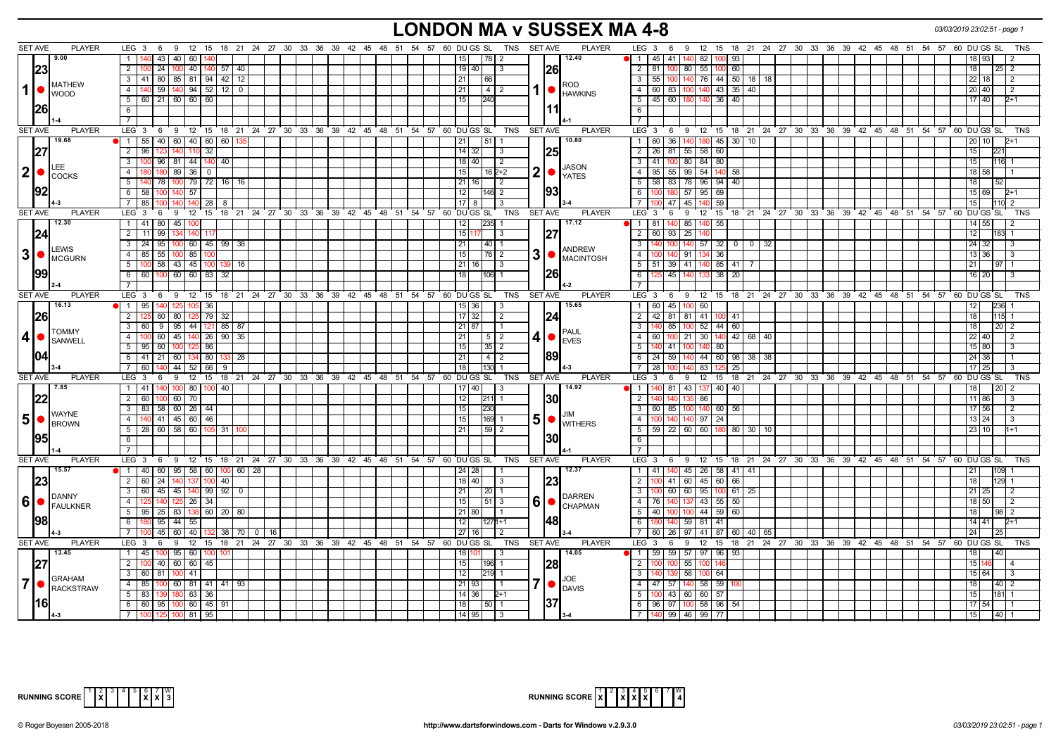# LONDON MA v SUSSEX MA 4-8

03/03/2019 23:02:51 - page 1

| SET AVE | PLAYER | LEG | 3 | 6 | 9 | 12 | 15 | 18 | 21 | 24 | DU | GS | SL | TNS | SET AVE | PLAYER | LEG | 3 | 6 | 9 | 12 | 15 | 18 | 21 | 24 | DU | GS | SL | TNS |
|---|---|---|---|---|---|---|---|---|---|---|---|---|---|---|---|---|---|---|---|---|---|---|---|---|---|---|---|---|---|
| 9.00 / 23 / 26 / 1-4 | 1 MATHEW WOOD | 1 | 140 | 43 | 40 | 60 | 140 | | | | 15 | | 78 | 2 | 12.40 / 26 / 11 / 4-1 | 1 ROD HAWKINS | 1 | 45 | 41 | 140 | 82 | 100 | 93 | | | 18 | 93 | | 2 |
| | | 2 | 100 | 24 | 100 | 40 | 140 | 57 | 40 | | 19 | 40 | | 3 | | | 2 | 81 | 100 | 80 | 55 | 100 | 60 | | | 18 | | 25 | 2 |
| | | 3 | 41 | 80 | 85 | 81 | 94 | 42 | 12 | | 21 | | 66 | | | | 3 | 55 | 100 | 140 | 76 | 44 | 50 | 18 | 18 | 22 | 18 | | 2 |
| | | 4 | 140 | 59 | 140 | 94 | 52 | 12 | 0 | | 21 | | 4 | 2 | | | 4 | 60 | 83 | 100 | 140 | 43 | 35 | 40 | | 20 | 40 | | 2 |
| | | 5 | 60 | 21 | 60 | 60 | 60 | | | | 15 | | 240 | | | | 5 | 45 | 60 | 180 | 140 | 36 | 40 | | | 17 | 40 | | 2+1 |
| 19.68 / 27 / 92 / 4-3 | 2 LEE COCKS | 1 | 55 | 40 | 60 | 40 | 60 | 60 | 135 | | 21 | | 51 | 1 | 10.80 / 25 / 93 / 3-4 | 2 JASON YATES | 1 | 60 | 36 | 140 | 180 | 45 | 30 | 10 | | 20 | 10 | | 2+1 |
| | | 2 | 96 | 123 | 140 | 110 | 32 | | | | 14 | 32 | | 3 | | | 2 | 26 | 81 | 55 | 58 | 60 | | | | 15 | | 221 | |
| | | 3 | 100 | 96 | 81 | 44 | 140 | 40 | | | 18 | 40 | | 2 | | | 3 | 41 | 100 | 80 | 84 | 80 | | | | 15 | | 116 | 1 |
| | | 4 | 180 | 180 | 89 | 36 | 0 | | | | 15 | | 16 | 2+2 | | | 4 | 95 | 55 | 99 | 54 | 140 | 58 | | | 18 | 58 | | 1 |
| | | 5 | 140 | 78 | 100 | 79 | 72 | 16 | 16 | | 21 | 16 | | 2 | | | 5 | 58 | 83 | 78 | 96 | 94 | 40 | | | 18 | | 52 | |
| | | 6 | 58 | 100 | 140 | 57 | | | | | 12 | | 146 | 2 | | | 6 | 100 | 180 | 57 | 95 | 69 | | | | 15 | 69 | | 2+1 |
| | | 7 | 85 | 100 | 140 | 140 | 28 | 8 | | | 17 | 8 | | 3 | | | 7 | 100 | 47 | 45 | 140 | 59 | | | | 15 | | 110 | 2 |
| 12.30 / 24 / 99 / 2-4 | 3 LEWIS MCGURN | 1 | 41 | 80 | 45 | 100 | | | | | 12 | | 235 | 1 | 17.12 / 27 / 26 / 4-2 | 3 ANDREW MACINTOSH | 1 | 81 | 140 | 85 | 140 | 55 | | | | 14 | 55 | | 2 |
| | | 2 | 11 | 99 | 134 | 140 | 117 | | | | 15 | 117 | | 3 | | | 2 | 60 | 93 | 25 | 140 | | | | | 12 | | 183 | 1 |
| | | 3 | 24 | 95 | 100 | 60 | 45 | 99 | 38 | | 21 | | 40 | 1 | | | 3 | 140 | 100 | 140 | 57 | 32 | 0 | 0 | 32 | 24 | 32 | | 3 |
| | | 4 | 85 | 55 | 100 | 85 | 100 | | | | 15 | | 76 | 2 | | | 4 | 100 | 140 | 91 | 134 | 36 | | | | 13 | 36 | | 3 |
| | | 5 | 100 | 58 | 43 | 45 | 100 | 139 | 16 | | 21 | 16 | | 3 | | | 5 | 51 | 39 | 41 | 140 | 85 | 41 | 7 | | 21 | | 97 | 1 |
| | | 6 | 60 | 100 | 60 | 60 | 83 | 32 | | | 18 | | 106 | 1 | | | 6 | 125 | 45 | 140 | 133 | 38 | 20 | | | 16 | 20 | | 3 |
| 16.13 / 26 / 04 / 3-4 | 4 TOMMY SANWELL | 1 | 95 | 140 | 125 | 105 | 36 | | | | 15 | 36 | | 3 | 15.65 / 24 / 89 / 4-3 | 4 PAUL EVES | 1 | 60 | 45 | 100 | 60 | | | | | 12 | | 236 | 1 |
| | | 2 | 125 | 60 | 80 | 125 | 79 | 32 | | | 17 | 32 | | 2 | | | 2 | 42 | 81 | 81 | 41 | 100 | 41 | | | 18 | | 115 | 1 |
| | | 3 | 60 | 9 | 95 | 44 | 121 | 85 | 87 | | 21 | 87 | | 1 | | | 3 | 140 | 85 | 100 | 52 | 44 | 60 | | | 18 | | 20 | 2 |
| | | 4 | 100 | 60 | 45 | 140 | 26 | 90 | 35 | | 21 | | 5 | 2 | | | 4 | 60 | 100 | 21 | 30 | 140 | 42 | 68 | 40 | 22 | 40 | | 2 |
| | | 5 | 95 | 60 | 100 | 125 | 86 | | | | 15 | | 35 | 2 | | | 5 | 140 | 41 | 100 | 140 | 80 | | | | 15 | 80 | | 3 |
| | | 6 | 41 | 21 | 60 | 134 | 80 | 133 | 28 | | 21 | | 4 | 2 | | | 6 | 24 | 59 | 140 | 44 | 60 | 98 | 38 | 38 | 24 | 38 | | 1 |
| | | 7 | 60 | 140 | 44 | 52 | 66 | 9 | | | 18 | | 130 | 1 | | | 7 | 28 | 100 | 140 | 83 | 125 | 25 | | | 17 | 25 | | 3 |
| 7.85 / 22 / 95 / 1-4 | 5 WAYNE BROWN | 1 | 41 | 140 | 100 | 80 | 100 | 40 | | | 17 | 40 | | 3 | 14.92 / 30 / 30 / 4-1 | 5 JIM WITHERS | 1 | 140 | 81 | 43 | 137 | 40 | 40 | | | 18 | | 20 | 2 |
| | | 2 | 60 | 100 | 60 | 70 | | | | | 12 | | 211 | 1 | | | 2 | 140 | 140 | 135 | 86 | | | | | 11 | 86 | | 3 |
| | | 3 | 83 | 58 | 60 | 26 | 44 | | | | 15 | | 230 | | | | 3 | 60 | 85 | 100 | 140 | 60 | 56 | | | 17 | 56 | | 2 |
| | | 4 | 140 | 41 | 45 | 60 | 46 | | | | 15 | | 169 | 1 | | | 4 | 100 | 140 | 140 | 97 | 24 | | | | 13 | 24 | | 3 |
| | | 5 | 28 | 60 | 58 | 60 | 105 | 31 | 100 | | 21 | | 59 | 2 | | | 5 | 59 | 22 | 60 | 60 | 180 | 80 | 30 | 10 | 23 | 10 | | 1+1 |
| 15.57 / 23 / 98 / 4-3 | 6 DANNY FAULKNER | 1 | 40 | 60 | 95 | 58 | 60 | 100 | 60 | 28 | 24 | 28 | | 1 | 12.37 / 23 / 48 / 3-4 | 6 DARREN CHAPMAN | 1 | 41 | 140 | 45 | 26 | 58 | 41 | 41 | | 21 | | 109 | 1 |
| | | 2 | 60 | 24 | 140 | 137 | 100 | 40 | | | 18 | 40 | | 3 | | | 2 | 100 | 41 | 60 | 45 | 60 | 66 | | | 18 | | 129 | 1 |
| | | 3 | 60 | 45 | 45 | 140 | 99 | 92 | 0 | | 21 | | 20 | 1 | | | 3 | 100 | 60 | 60 | 95 | 100 | 61 | 25 | | 21 | 25 | | 2 |
| | | 4 | 125 | 140 | 125 | 26 | 34 | | | | 15 | | 51 | 3 | | | 4 | 76 | 140 | 137 | 43 | 55 | 50 | | | 18 | 50 | | 2 |
| | | 5 | 95 | 25 | 83 | 138 | 60 | 20 | 80 | | 21 | 80 | | 1 | | | 5 | 40 | 100 | 100 | 44 | 59 | 60 | | | 18 | | 98 | 2 |
| | | 6 | 180 | 95 | 44 | 55 | | | | | 12 | | 127 | 1+1 | | | 6 | 180 | 140 | 59 | 81 | 41 | | | | 14 | 41 | | 2+1 |
| | | 7 | 100 | 45 | 60 | 40 | 132 | 38 | 70 | 0 16 | 27 | 16 | | 2 | | | 7 | 60 | 26 | 97 | 41 | 87 | 60 | 40 | 65 | 24 | | 25 | |
| 13.45 / 27 / 16 / 4-3 | 7 GRAHAM RACKSTRAW | 1 | 45 | 100 | 95 | 60 | 100 | 101 | | | 18 | 101 | | 3 | 14.05 / 28 / 37 / 3-4 | 7 JOE DAVIS | 1 | 59 | 59 | 57 | 97 | 96 | 93 | | | 18 | | 40 | |
| | | 2 | 100 | 40 | 60 | 60 | 45 | | | | 15 | | 196 | 1 | | | 2 | 100 | 100 | 55 | 100 | 146 | | | | 15 | 146 | | 4 |
| | | 3 | 60 | 81 | 100 | 41 | | | | | 12 | | 219 | 1 | | | 3 | 140 | 139 | 58 | 100 | 64 | | | | 15 | 64 | | 3 |
| | | 4 | 85 | 100 | 60 | 81 | 41 | 41 | 93 | | 21 | 93 | | 1 | | | 4 | 47 | 57 | 140 | 58 | 59 | 100 | | | 18 | | 40 | 2 |
| | | 5 | 83 | 139 | 180 | 63 | 36 | | | | 14 | 36 | | 2+1 | | | 5 | 100 | 43 | 60 | 60 | 57 | | | | 15 | | 181 | 1 |
| | | 6 | 60 | 95 | 100 | 60 | 45 | 91 | | | 18 | | 50 | 1 | | | 6 | 96 | 97 | 100 | 58 | 96 | 54 | | | 17 | 54 | | 1 |
| | | 7 | 100 | 125 | 100 | 81 | 95 | | | | 14 | 95 | | 3 | | | 7 | 140 | 99 | 46 | 99 | 77 | | | | 15 | | 40 | 1 |

RUNNING SCORE (London): 1 2 3 4 5 6 7 W — X at 2, 6, 7 — 3

RUNNING SCORE (Sussex): 1 2 3 4 5 6 7 W — X at 1, 3, 4, 5 — 4

© Roger Boyesen 2005-2018 http://www.dartsforwindows.com - Darts for Windows v.2.9.3.0 03/03/2019 23:02:51 - page 1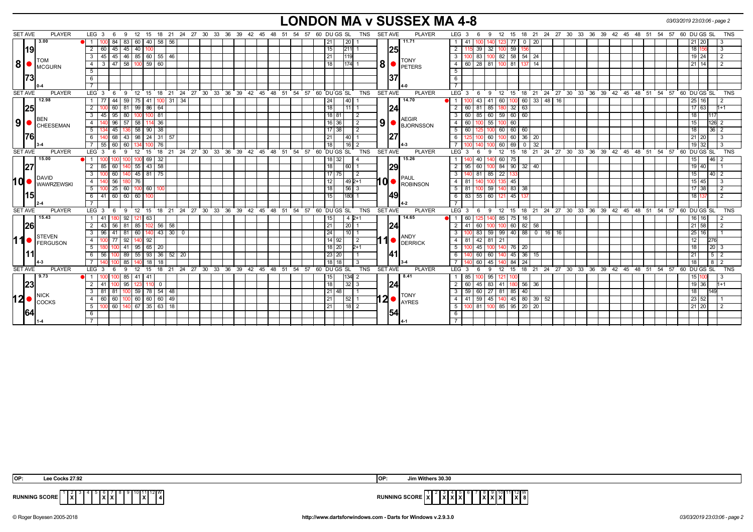# LONDON MA v SUSSEX MA 4-8

## Match 8: TOM MCGURN v TONY PETERS

| SET AVE | PLAYER | LEG | Scores | DU | GS | SL | TNS |
|---|---|---|---|---|---|---|---|
| 3.00 | TOM MCGURN | 1 | 100 84 83 60 40 58 56 | 21 | | 20 | 1 |
| 19 | | 2 | 60 45 45 40 100 | 15 | | 211 | 1 |
| 8 | | 3 | 45 45 46 85 60 55 46 | 21 | | 119 | |
| | | 4 | 3 47 58 100 59 60 | 18 | | 174 | 1 |
| 73 | | 5 | | | | | |
| 0-4 | | 6 | | | | | |

| SET AVE | PLAYER | LEG | Scores | DU | GS | SL | TNS |
|---|---|---|---|---|---|---|---|
| 11.71 | TONY PETERS | 1 | 41 100 140 123 77 0 20 | 21 | 20 | | 3 |
| 25 | | 2 | 115 39 32 100 59 156 | 18 | 156 | | 3 |
| 8 | | 3 | 100 83 100 82 58 54 24 | 19 | 24 | | 2 |
| | | 4 | 60 28 81 100 81 137 14 | 21 | 14 | | 2 |
| 37 | | 5 | | | | | |
| 4-0 | | 6 | | | | | |

## Match 9: BEN CHEESEMAN v AEGIR BJORNSSON

| SET AVE | PLAYER | LEG | Scores | DU | GS | SL | TNS |
|---|---|---|---|---|---|---|---|
| 12.98 | BEN CHEESEMAN | 1 | 77 44 59 75 41 100 31 34 | 24 | | 40 | 1 |
| 25 | | 2 | 100 60 81 99 86 64 | 18 | | 11 | 1 |
| 9 | | 3 | 45 95 80 100 100 81 | 18 | 81 | | 2 |
| | | 4 | 140 96 57 58 114 36 | 16 | 36 | | 2 |
| | | 5 | 134 45 136 58 90 38 | 17 | 38 | | 2 |
| 76 | | 6 | 140 68 43 98 24 31 57 | 21 | | 40 | 1 |
| 3-4 | | 7 | 55 60 60 134 100 76 | 18 | | 16 | 2 |

| SET AVE | PLAYER | LEG | Scores | DU | GS | SL | TNS |
|---|---|---|---|---|---|---|---|
| 14.70 | AEGIR BJORNSSON | 1 | 100 43 41 60 100 60 33 48 16 | 25 | 16 | | 2 |
| 24 | | 2 | 60 81 85 180 32 63 | 17 | 63 | | 1+1 |
| 9 | | 3 | 60 85 60 59 60 60 | 18 | | 117 | |
| | | 4 | 60 100 55 100 60 | 15 | | 126 | 2 |
| | | 5 | 60 125 100 60 60 60 | 18 | | 36 | 2 |
| 27 | | 6 | 125 100 60 100 60 36 20 | 21 | 20 | | 3 |
| 4-3 | | 7 | 100 140 100 60 69 0 32 | 19 | 32 | | 3 |

## Match 10: DAVID WAWRZEWSKI v PAUL ROBINSON

| SET AVE | PLAYER | LEG | Scores | DU | GS | SL | TNS |
|---|---|---|---|---|---|---|---|
| 15.00 | DAVID WAWRZEWSKI | 1 | 100 100 100 100 69 32 | 18 | 32 | | 4 |
| 27 | | 2 | 85 60 140 55 43 58 | 18 | | 60 | 1 |
| 10 | | 3 | 100 60 140 45 81 75 | 17 | 75 | | 2 |
| | | 4 | 140 56 180 76 | 12 | | 49 | 2+1 |
| | | 5 | 100 25 60 100 60 100 | 18 | | 56 | 3 |
| 15 | | 6 | 41 60 60 60 100 | 15 | | 180 | 1 |
| 2-4 | | 7 | | | | | |

| SET AVE | PLAYER | LEG | Scores | DU | GS | SL | TNS |
|---|---|---|---|---|---|---|---|
| 15.26 | PAUL ROBINSON | 1 | 140 40 140 60 75 | 15 | | 46 | 2 |
| 29 | | 2 | 95 60 100 84 90 32 40 | 19 | 40 | | 1 |
| 10 | | 3 | 140 81 85 22 133 | 15 | | 40 | 2 |
| | | 4 | 81 140 100 135 45 | 15 | 45 | | 3 |
| | | 5 | 81 100 59 140 83 38 | 17 | 38 | | 2 |
| 49 | | 6 | 83 55 60 121 45 137 | 18 | 137 | | 2 |
| 4-2 | | 7 | | | | | |

## Match 11: STEVEN FERGUSON v ANDY DERRICK

| SET AVE | PLAYER | LEG | Scores | DU | GS | SL | TNS |
|---|---|---|---|---|---|---|---|
| 15.43 | STEVEN FERGUSON | 1 | 41 180 92 121 63 | 15 | | 4 | 2+1 |
| 26 | | 2 | 43 56 81 85 102 56 58 | 21 | | 20 | 1 |
| 11 | | 3 | 96 41 81 60 140 43 30 0 | 24 | | 10 | 1 |
| | | 4 | 100 77 92 140 92 | 14 | 92 | | 2 |
| | | 5 | 180 100 41 95 65 20 | 18 | 20 | | 2+1 |
| 11 | | 6 | 56 100 89 55 93 36 52 20 | 23 | 20 | | 1 |
| 4-3 | | 7 | 140 100 85 140 18 18 | 18 | 18 | | 3 |

| SET AVE | PLAYER | LEG | Scores | DU | GS | SL | TNS |
|---|---|---|---|---|---|---|---|
| 14.65 | ANDY DERRICK | 1 | 60 125 140 85 75 16 | 16 | 16 | | 2 |
| 24 | | 2 | 41 60 100 100 60 82 58 | 21 | 58 | | 2 |
| 11 | | 3 | 100 83 59 99 40 88 0 16 16 | 25 | 16 | | 1 |
| | | 4 | 81 42 81 21 | 12 | | 276 | |
| | | 5 | 100 45 100 140 76 20 | 18 | | 20 | 3 |
| 41 | | 6 | 140 60 60 140 45 36 15 | 21 | | 5 | 2 |
| 3-4 | | 7 | 140 60 45 140 84 24 | 18 | | 8 | 2 |

## Match 12: NICK COCKS v TONY AYRES

| SET AVE | PLAYER | LEG | Scores | DU | GS | SL | TNS |
|---|---|---|---|---|---|---|---|
| 9.73 | NICK COCKS | 1 | 100 100 85 41 41 | 15 | | 134 | 2 |
| 23 | | 2 | 41 100 95 123 110 0 | 18 | | 32 | 3 |
| 12 | | 3 | 81 81 100 59 78 54 48 | 21 | 48 | | 1 |
| | | 4 | 60 60 100 60 60 60 49 | 21 | | 52 | 1 |
| 64 | | 5 | 100 60 140 67 35 63 18 | 21 | | 18 | 2 |
| 1-4 | | 6 | | | | | |

| SET AVE | PLAYER | LEG | Scores | DU | GS | SL | TNS |
|---|---|---|---|---|---|---|---|
| 8.41 | TONY AYRES | 1 | 85 100 95 121 100 | 15 | 100 | | 3 |
| 24 | | 2 | 60 45 83 41 180 56 36 | 19 | 36 | | 1+1 |
| 12 | | 3 | 59 60 27 81 85 40 | 18 | | 149 | |
| | | 4 | 41 59 45 140 45 80 39 52 | 23 | 52 | | 1 |
| 54 | | 5 | 100 81 100 85 95 20 20 | 21 | 20 | | 2 |
| 4-1 | | 6 | | | | | |

OP: Lee Cocks 27.92

OP: Jim Withers 30.30

RUNNING SCORE (London MA): 1 2 3 4 5 6 7 8 9 10 11 12 — X at 2, 6, 7, 11 — W: 4

RUNNING SCORE (Sussex MA): 1 2 3 4 5 6 7 8 9 10 11 12 — X at 1, 3, 4, 5, 8, 9, 10, 12 — W: 8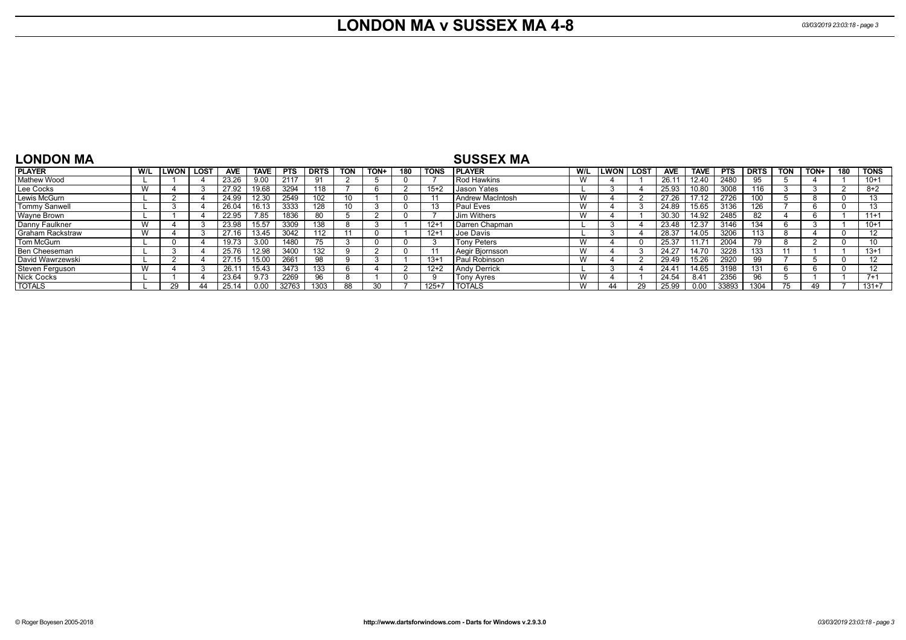# LONDON MA v SUSSEX MA 4-8

## LONDON MA

| PLAYER | W/L | LWON | LOST | AVE | TAVE | PTS | DRTS | TON | TON+ | 180 | TONS |
|---|---|---|---|---|---|---|---|---|---|---|---|
| Mathew Wood | L | 1 | 4 | 23.26 | 9.00 | 2117 | 91 | 2 | 5 | 0 | 7 |
| Lee Cocks | W | 4 | 3 | 27.92 | 19.68 | 3294 | 118 | 7 | 6 | 2 | 15+2 |
| Lewis McGurn | L | 2 | 4 | 24.99 | 12.30 | 2549 | 102 | 10 | 1 | 0 | 11 |
| Tommy Sanwell | L | 3 | 4 | 26.04 | 16.13 | 3333 | 128 | 10 | 3 | 0 | 13 |
| Wayne Brown | L | 1 | 4 | 22.95 | 7.85 | 1836 | 80 | 5 | 2 | 0 | 7 |
| Danny Faulkner | W | 4 | 3 | 23.98 | 15.57 | 3309 | 138 | 8 | 3 | 1 | 12+1 |
| Graham Rackstraw | W | 4 | 3 | 27.16 | 13.45 | 3042 | 112 | 11 | 0 | 1 | 12+1 |
| Tom McGurn | L | 0 | 4 | 19.73 | 3.00 | 1480 | 75 | 3 | 0 | 0 | 3 |
| Ben Cheeseman | L | 3 | 4 | 25.76 | 12.98 | 3400 | 132 | 9 | 2 | 0 | 11 |
| David Wawrzewski | L | 2 | 4 | 27.15 | 15.00 | 2661 | 98 | 9 | 3 | 1 | 13+1 |
| Steven Ferguson | W | 4 | 3 | 26.11 | 15.43 | 3473 | 133 | 6 | 4 | 2 | 12+2 |
| Nick Cocks | L | 1 | 4 | 23.64 | 9.73 | 2269 | 96 | 8 | 1 | 0 | 9 |
| TOTALS | L | 29 | 44 | 25.14 | 0.00 | 32763 | 1303 | 88 | 30 | 7 | 125+7 |

## SUSSEX MA

| PLAYER | W/L | LWON | LOST | AVE | TAVE | PTS | DRTS | TON | TON+ | 180 | TONS |
|---|---|---|---|---|---|---|---|---|---|---|---|
| Rod Hawkins | W | 4 | 1 | 26.11 | 12.40 | 2480 | 95 | 5 | 4 | 1 | 10+1 |
| Jason Yates | L | 3 | 4 | 25.93 | 10.80 | 3008 | 116 | 3 | 3 | 2 | 8+2 |
| Andrew MacIntosh | W | 4 | 2 | 27.26 | 17.12 | 2726 | 100 | 5 | 8 | 0 | 13 |
| Paul Eves | W | 4 | 3 | 24.89 | 15.65 | 3136 | 126 | 7 | 6 | 0 | 13 |
| Jim Withers | W | 4 | 1 | 30.30 | 14.92 | 2485 | 82 | 4 | 6 | 1 | 11+1 |
| Darren Chapman | L | 3 | 4 | 23.48 | 12.37 | 3146 | 134 | 6 | 3 | 1 | 10+1 |
| Joe Davis | L | 3 | 4 | 28.37 | 14.05 | 3206 | 113 | 8 | 4 | 0 | 12 |
| Tony Peters | W | 4 | 0 | 25.37 | 11.71 | 2004 | 79 | 8 | 2 | 0 | 10 |
| Aegir Bjornsson | W | 4 | 3 | 24.27 | 14.70 | 3228 | 133 | 11 | 1 | 1 | 13+1 |
| Paul Robinson | W | 4 | 2 | 29.49 | 15.26 | 2920 | 99 | 7 | 5 | 0 | 12 |
| Andy Derrick | L | 3 | 4 | 24.41 | 14.65 | 3198 | 131 | 6 | 6 | 0 | 12 |
| Tony Ayres | W | 4 | 1 | 24.54 | 8.41 | 2356 | 96 | 5 | 1 | 1 | 7+1 |
| TOTALS | W | 44 | 29 | 25.99 | 0.00 | 33893 | 1304 | 75 | 49 | 7 | 131+7 |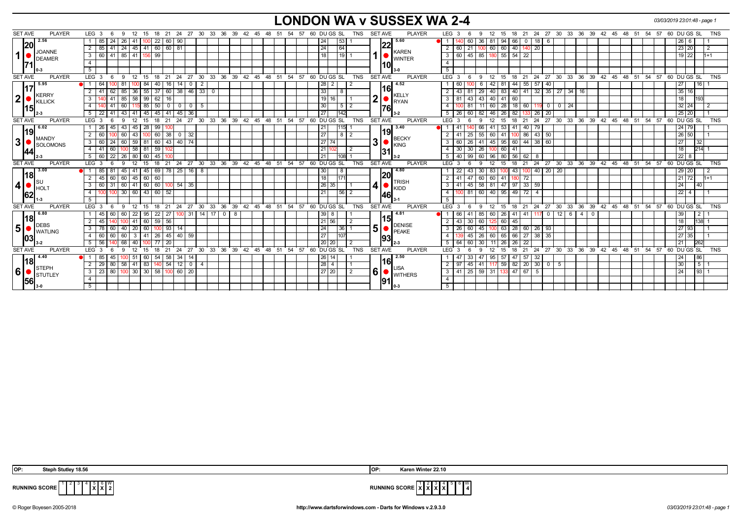# LONDON WA v SUSSEX WA 2-4

03/03/2019 23:01:48 - page 1

| SET AVE | PLAYER | LEG | 3 | 6 | 9 | 12 | 15 | 18 | 21 | 24 | 27 | 30 | 33 | 36 | DU | GS | SL | TNS | SET AVE | PLAYER | LEG | 3 | 6 | 9 | 12 | 15 | 18 | 21 | 24 | 27 | 30 | 33 | 36 | DU | GS | SL | TNS |
|---|---|---|---|---|---|---|---|---|---|---|---|---|---|---|---|---|---|---|---|---|---|---|---|---|---|---|---|---|---|---|---|---|---|---|---|---|---|
| 2.56 / 20.71 | 1 JOANNE DEAMER 0-3 | 1 | 85 | 24 | 26 | 41 | 100 | 22 | 60 | 90 | | | | | 24 | | 53 | 1 | 5.60 / 22.10 | 1 KAREN WINTER 3-0 | 1 | 140 | 60 | 36 | 81 | 94 | 66 | 0 | 18 | 6 | | | | 26 | 6 | | 1 |
| | | 2 | 85 | 41 | 24 | 45 | 41 | 60 | 60 | 81 | | | | | 24 | | 64 | | | | 2 | 60 | 21 | 100 | 60 | 60 | 40 | 140 | 20 | | | | | 23 | 20 | | 2 |
| | | 3 | 60 | 41 | 85 | 41 | 156 | 99 | | | | | | | 18 | | 19 | 1 | | | 3 | 60 | 45 | 85 | 180 | 55 | 54 | 22 | | | | | | 19 | 22 | | 1+1 |
| 5.95 / 17.15 | 2 KERRY KILLICK 2-3 | 1 | 64 | 100 | 81 | 100 | 84 | 40 | 16 | 14 | 0 | 2 | | | 28 | 2 | | 2 | 4.52 / 16.76 | 2 KELLY RYAN 3-2 | 1 | 60 | 100 | 6 | 42 | 81 | 44 | 55 | 57 | 40 | | | | 27 | | 16 | 1 |
| | | 2 | 41 | 62 | 85 | 36 | 55 | 37 | 60 | 38 | 46 | 33 | 0 | | 33 | | 8 | | | | 2 | 43 | 81 | 29 | 40 | 83 | 40 | 41 | 32 | 35 | 27 | 34 | 16 | 35 | 16 | | |
| | | 3 | 140 | 41 | 85 | 58 | 99 | 62 | 16 | | | | | | 19 | 16 | | 1 | | | 3 | 81 | 43 | 43 | 40 | 41 | 60 | | | | | | | 18 | | 193 | |
| | | 4 | 140 | 41 | 60 | 115 | 85 | 50 | 0 | 0 | 0 | 5 | | | 30 | | 5 | 2 | | | 4 | 100 | 81 | 11 | 60 | 28 | 18 | 60 | 119 | 0 | 0 | 24 | | 32 | 24 | | 2 |
| | | 5 | 22 | 41 | 43 | 41 | 45 | 45 | 41 | 45 | 36 | | | | 27 | | 142 | | | | 5 | 26 | 60 | 82 | 46 | 26 | 82 | 133 | 26 | 20 | | | | 25 | 20 | | 1 |
| 6.02 / 19.44 | 3 MANDY SOLOMONS 2-3 | 1 | 26 | 45 | 43 | 45 | 28 | 99 | 100 | | | | | | 21 | | 115 | 1 | 3.40 / 19.31 | 3 BECKY KING 3-2 | 1 | 41 | 140 | 66 | 41 | 53 | 41 | 40 | 79 | | | | | 24 | 79 | | 1 |
| | | 2 | 60 | 100 | 60 | 43 | 100 | 60 | 38 | 0 | 32 | | | | 27 | | 8 | 2 | | | 2 | 41 | 25 | 55 | 60 | 41 | 100 | 86 | 43 | 50 | | | | 26 | 50 | | 1 |
| | | 3 | 60 | 24 | 60 | 59 | 81 | 60 | 43 | 40 | 74 | | | | 27 | 74 | | | | | 3 | 60 | 26 | 41 | 45 | 95 | 60 | 44 | 38 | 60 | | | | 27 | | 32 | |
| | | 4 | 41 | 60 | 100 | 58 | 81 | 59 | 102 | | | | | | 21 | 102 | | 2 | | | 4 | 30 | 30 | 26 | 100 | 60 | 41 | | | | | | | 18 | | 214 | 1 |
| | | 5 | 60 | 22 | 26 | 80 | 60 | 45 | 100 | | | | | | 21 | | 108 | 1 | | | 5 | 40 | 99 | 60 | 96 | 80 | 56 | 62 | 8 | | | | | 22 | 8 | | |
| 3.00 / 18.62 | 4 SU HOLT 1-3 | 1 | 85 | 81 | 45 | 41 | 45 | 69 | 78 | 25 | 16 | 8 | | | 30 | | 8 | | 4.80 / 20.46 | 4 TRISH KIDD 3-1 | 1 | 22 | 43 | 30 | 83 | 100 | 43 | 100 | 40 | 20 | 20 | | | 29 | 20 | | 2 |
| | | 2 | 45 | 60 | 60 | 45 | 60 | 60 | | | | | | | 18 | | 171 | | | | 2 | 41 | 47 | 60 | 60 | 41 | 180 | 72 | | | | | | 21 | 72 | | 1+1 |
| | | 3 | 60 | 31 | 60 | 41 | 60 | 60 | 100 | 54 | 35 | | | | 26 | 35 | | 1 | | | 3 | 41 | 45 | 58 | 81 | 47 | 97 | 33 | 59 | | | | | 24 | | 40 | |
| | | 4 | 100 | 100 | 30 | 60 | 43 | 60 | 52 | | | | | | 21 | | 56 | 2 | | | 4 | 100 | 81 | 60 | 40 | 95 | 49 | 72 | 4 | | | | | 22 | 4 | | 1 |
| 6.80 / 18.03 | 5 DEBS WATLING 3-2 | 1 | 45 | 60 | 60 | 22 | 95 | 22 | 27 | 100 | 31 | 14 | 17 | 0 | 39 | 8 | | 1 | 4.81 / 15.93 | 5 DENISE PEAKE 2-3 | 1 | 66 | 41 | 85 | 60 | 26 | 41 | 41 | 117 | 0 | 12 | 6 | 4 | 39 | | 2 | 1 |
| | | 2 | 45 | 140 | 100 | 41 | 60 | 59 | 56 | | | | | | 21 | 56 | | 2 | | | 2 | 43 | 30 | 60 | 125 | 60 | 45 | | | | | | | 18 | | 138 | 1 |
| | | 3 | 78 | 60 | 40 | 20 | 60 | 100 | 93 | 14 | | | | | 24 | | 36 | 1 | | | 3 | 26 | 60 | 45 | 100 | 63 | 28 | 60 | 26 | 93 | | | | 27 | 93 | | 1 |
| | | 4 | 60 | 60 | 60 | 3 | 41 | 26 | 45 | 40 | 59 | | | | 27 | | 107 | | | | 4 | 139 | 45 | 26 | 60 | 65 | 66 | 27 | 38 | 35 | | | | 27 | 35 | | 1 |
| | | 5 | 56 | 140 | 68 | 40 | 100 | 77 | 20 | | | | | | 20 | 20 | | 2 | | | 5 | 64 | 60 | 30 | 11 | 26 | 26 | 22 | | | | | | 21 | | 262 | |
| 4.40 / 18.56 | 6 STEPH STUTLEY 3-0 | 1 | 85 | 45 | 100 | 51 | 60 | 54 | 58 | 34 | 14 | | | | 26 | 14 | | 1 | 2.50 / 16.91 | 6 LISA WITHERS 0-3 | 1 | 47 | 33 | 47 | 95 | 57 | 47 | 57 | 32 | | | | | 24 | | 86 | |
| | | 2 | 29 | 80 | 58 | 41 | 83 | 140 | 54 | 12 | 0 | 4 | | | 28 | 4 | | 1 | | | 2 | 97 | 45 | 41 | 117 | 59 | 82 | 20 | 30 | 0 | 5 | | | 30 | | 5 | 1 |
| | | 3 | 23 | 80 | 100 | 30 | 30 | 58 | 100 | 60 | 20 | | | | 27 | 20 | | 2 | | | 3 | 41 | 25 | 59 | 31 | 133 | 47 | 67 | 5 | | | | | 24 | | 93 | 1 |

OP: Steph Stutley 18.56 | OP: Karen Winter 22.10

RUNNING SCORE (London WA): Games 5, 6 = X, X — W: 2

RUNNING SCORE (Sussex WA): Games 1, 2, 3, 4 = X, X, X, X — W: 4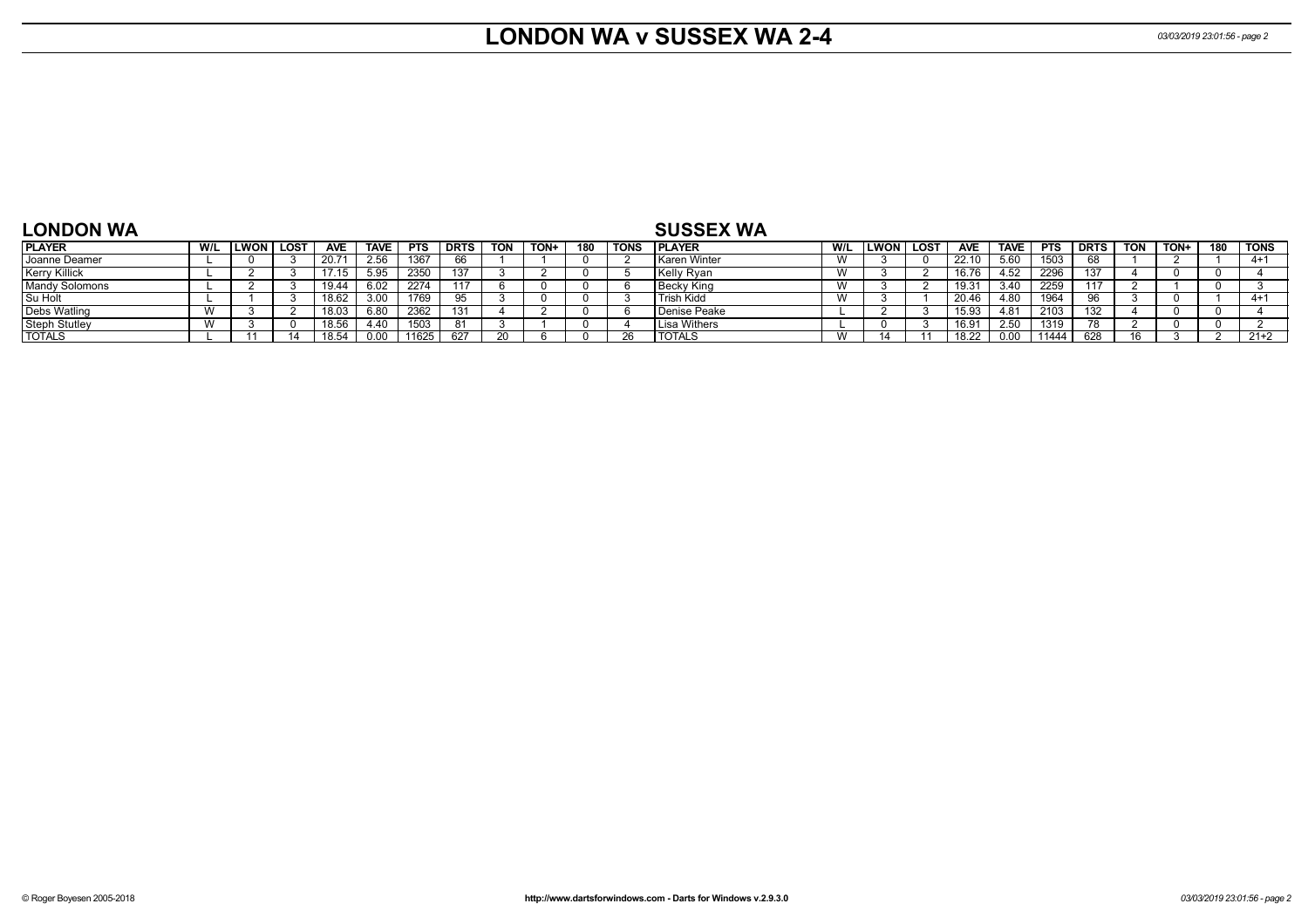# LONDON WA v SUSSEX WA 2-4

## LONDON WA

| PLAYER | W/L | LWON | LOST | AVE | TAVE | PTS | DRTS | TON | TON+ | 180 | TONS |
|---|---|---|---|---|---|---|---|---|---|---|---|
| Joanne Deamer | L | 0 | 3 | 20.71 | 2.56 | 1367 | 66 | 1 | 1 | 0 | 2 |
| Kerry Killick | L | 2 | 3 | 17.15 | 5.95 | 2350 | 137 | 3 | 2 | 0 | 5 |
| Mandy Solomons | L | 2 | 3 | 19.44 | 6.02 | 2274 | 117 | 6 | 0 | 0 | 6 |
| Su Holt | L | 1 | 3 | 18.62 | 3.00 | 1769 | 95 | 3 | 0 | 0 | 3 |
| Debs Watling | W | 3 | 2 | 18.03 | 6.80 | 2362 | 131 | 4 | 2 | 0 | 6 |
| Steph Stutley | W | 3 | 0 | 18.56 | 4.40 | 1503 | 81 | 3 | 1 | 0 | 4 |
| TOTALS | L | 11 | 14 | 18.54 | 0.00 | 11625 | 627 | 20 | 6 | 0 | 26 |

## SUSSEX WA

| PLAYER | W/L | LWON | LOST | AVE | TAVE | PTS | DRTS | TON | TON+ | 180 | TONS |
|---|---|---|---|---|---|---|---|---|---|---|---|
| Karen Winter | W | 3 | 0 | 22.10 | 5.60 | 1503 | 68 | 1 | 2 | 1 | 4+1 |
| Kelly Ryan | W | 3 | 2 | 16.76 | 4.52 | 2296 | 137 | 4 | 0 | 0 | 4 |
| Becky King | W | 3 | 2 | 19.31 | 3.40 | 2259 | 117 | 2 | 1 | 0 | 3 |
| Trish Kidd | W | 3 | 1 | 20.46 | 4.80 | 1964 | 96 | 3 | 0 | 1 | 4+1 |
| Denise Peake | L | 2 | 3 | 15.93 | 4.81 | 2103 | 132 | 4 | 0 | 0 | 4 |
| Lisa Withers | L | 0 | 3 | 16.91 | 2.50 | 1319 | 78 | 2 | 0 | 0 | 2 |
| TOTALS | W | 14 | 11 | 18.22 | 0.00 | 11444 | 628 | 16 | 3 | 2 | 21+2 |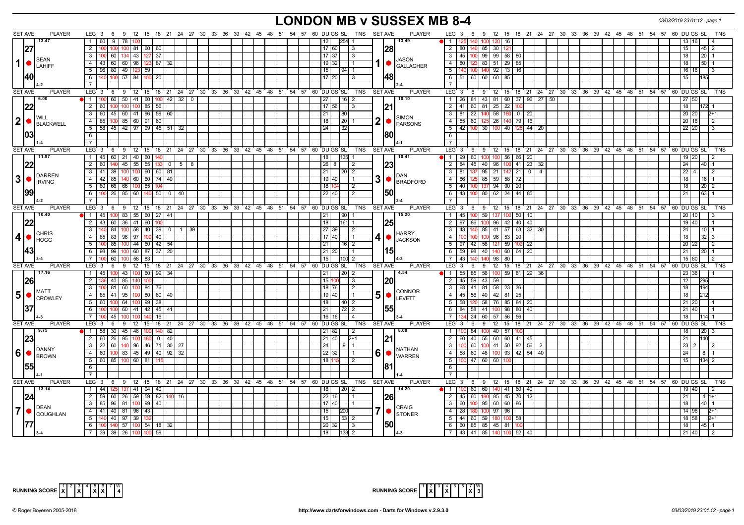# LONDON MB v SUSSEX MB 8-4

03/03/2019 23:01:12 - page 1

| SET AVE | PLAYER | LEG | Scores | DU | GS | SL | TNS | SET AVE | PLAYER | LEG | Scores | DU | GS | SL | TNS |
|---|---|---|---|---|---|---|---|---|---|---|---|---|---|---|---|
| 13.47 / 27 / 40 | 1 SEAN LAHIFF (4-2) | 1 | 60 9 78 100 | 12 | | 254 | 1 | 13.49 / 28 / 48 | 1 JASON GALLAGHER (2-4) | 1 | 125 140 100 120 16 | 13 | 16 | | 4 |
| | | 2 | 100 100 100 81 60 60 | 17 | 60 | | 3 | | | 2 | 80 140 85 30 121 | 15 | | 45 | 2 |
| | | 3 | 100 60 134 43 127 37 | 17 | 37 | | 3 | | | 3 | 45 100 99 99 58 80 | 18 | | 20 | 1 |
| | | 4 | 43 60 60 96 123 87 32 | 19 | 32 | | 1 | | | 4 | 80 123 83 51 29 85 | 18 | | 50 | 1 |
| | | 5 | 96 80 49 123 59 | 15 | | 94 | 1 | | | 5 | 140 100 140 92 13 16 | 16 | 16 | | 3 |
| | | 6 | 140 100 57 84 100 20 | 17 | 20 | | 3 | | | 6 | 51 60 60 60 85 | 15 | | 185 | |
| 6.00 / 22 / 03 | 2 WILL BLACKWELL (1-4) | 1 | 100 60 50 41 60 100 42 32 0 | 27 | | 16 | 2 | 10.10 / 21 / 80 | 2 SIMON PARSONS (4-1) | 1 | 26 81 43 81 60 37 96 27 50 | 27 | 50 | | |
| | | 2 | 60 100 100 100 85 56 | 17 | 56 | | 3 | | | 2 | 41 60 81 25 22 100 | 18 | | 172 | 1 |
| | | 3 | 60 45 60 41 96 59 60 | 21 | | 80 | | | | 3 | 81 22 140 58 180 0 20 | 20 | 20 | | 2+1 |
| | | 4 | 85 100 85 60 91 60 | 18 | | 20 | 1 | | | 4 | 55 60 125 26 140 79 16 | 20 | 16 | | 2 |
| | | 5 | 58 45 42 97 99 45 51 32 | 24 | | 32 | | | | 5 | 42 100 30 100 40 125 44 20 | 22 | 20 | | 3 |
| 11.97 / 22 / 99 | 3 DARREN IRVING (4-2) | 1 | 45 60 21 40 60 140 | 18 | | 135 | 1 | 10.41 / 23 / 50 | 3 DAN BRADFORD (2-4) | 1 | 99 60 100 100 56 66 20 | 19 | 20 | | 2 |
| | | 2 | 60 140 45 55 55 133 0 5 8 | 26 | 8 | | 2 | | | 2 | 84 45 40 96 100 41 23 32 | 24 | | 40 | 1 |
| | | 3 | 41 39 100 100 60 60 81 | 21 | | 20 | 2 | | | 3 | 81 137 95 21 142 21 0 4 | 22 | 4 | | 2 |
| | | 4 | 42 85 140 60 60 74 40 | 19 | 40 | | 1 | | | 4 | 86 125 85 59 58 72 | 18 | | 16 | 1 |
| | | 5 | 80 66 66 100 85 104 | 18 | 104 | | 2 | | | 5 | 40 100 137 94 90 20 | 18 | | 20 | 2 |
| | | 6 | 100 26 85 60 140 50 0 40 | 22 | 40 | | 2 | | | 6 | 43 100 80 62 24 44 85 | 21 | | 63 | 1 |
| 10.40 / 22 / 43 | 4 CHRIS HOGG (3-4) | 1 | 45 100 83 55 60 27 41 | 21 | | 90 | 1 | 15.20 / 25 / 15 | 4 HARRY JACKSON (4-3) | 1 | 45 100 59 137 100 50 10 | 20 | 10 | | 3 |
| | | 2 | 43 60 36 41 60 100 | 18 | | 161 | 1 | | | 2 | 97 86 100 96 42 40 40 | 19 | 40 | | 1 |
| | | 3 | 140 84 100 58 40 39 0 1 39 | 27 | 39 | | 2 | | | 3 | 43 140 85 41 57 63 32 30 | 24 | | 10 | 1 |
| | | 4 | 85 83 96 97 100 40 | 17 | 40 | | 1 | | | 4 | 100 100 100 96 53 20 | 18 | | 32 | 3 |
| | | 5 | 100 85 100 44 60 42 54 | 21 | | 16 | 2 | | | 5 | 97 42 58 121 59 102 22 | 20 | 22 | | 2 |
| | | 6 | 98 99 100 60 87 37 20 | 21 | 20 | | 1 | | | 6 | 59 98 40 140 60 64 20 | 21 | | 20 | 1 |
| | | 7 | 100 60 100 58 83 | 15 | | 100 | 2 | | | 7 | 43 140 140 98 80 | 15 | 80 | | 2 |
| 17.16 / 26 / 37 | 5 MATT CROWLEY (4-3) | 1 | 45 100 43 100 60 99 34 | 21 | | 20 | 2 | 4.54 / 20 / 55 | 5 CONNOR LEVETT (3-4) | 1 | 55 85 56 100 59 81 29 36 | 23 | 36 | | 1 |
| | | 2 | 136 40 85 140 100 | 15 | 100 | | 3 | | | 2 | 45 59 43 59 | 12 | | 295 | |
| | | 3 | 100 81 60 100 84 76 | 18 | 76 | | 2 | | | 3 | 68 41 81 58 23 36 | 18 | | 194 | |
| | | 4 | 85 41 95 100 80 60 40 | 19 | 40 | | 1 | | | 4 | 45 56 40 42 81 25 | 18 | | 212 | |
| | | 5 | 60 100 64 100 99 38 | 18 | | 40 | 2 | | | 5 | 58 120 58 76 85 84 20 | 21 | 20 | | 1 |
| | | 6 | 100 100 60 41 42 45 41 | 21 | | 72 | 2 | | | 6 | 84 58 41 100 98 80 40 | 21 | 40 | | 1 |
| | | 7 | 100 45 100 100 140 16 | 16 | 16 | | 4 | | | 7 | 134 24 60 57 56 56 | 18 | | 114 | 1 |
| 9.75 / 23 / 55 | 6 DANNY BROWN (4-1) | 1 | 58 30 45 46 100 140 82 | 21 | 82 | | 2 | 8.00 / 21 / 81 | 6 NATHAN WARREN (1-4) | 1 | 100 84 100 40 57 100 | 18 | | 20 | 3 |
| | | 2 | 60 26 95 100 180 0 40 | 21 | 40 | | 2+1 | | | 2 | 60 40 55 60 60 41 45 | 21 | | 140 | |
| | | 3 | 22 60 140 96 46 71 30 27 | 24 | | 9 | 1 | | | 3 | 100 60 100 41 50 92 56 2 | 23 | 2 | | 2 |
| | | 4 | 60 100 83 45 49 40 92 32 | 22 | 32 | | 1 | | | 4 | 58 60 46 100 93 42 54 40 | 24 | | 8 | 1 |
| | | 5 | 60 85 100 60 81 115 | 18 | 115 | | 2 | | | 5 | 100 47 60 60 100 | 15 | | 134 | 2 |
| 13.14 / 24 / 77 | 7 DEAN COUGHLAN (3-4) | 1 | 44 125 137 41 94 40 | 18 | | 20 | 2 | 14.20 / 26 / 50 | 7 CRAIG STONER (4-3) | 1 | 100 60 60 140 41 60 40 | 19 | 40 | | 2 |
| | | 2 | 59 60 26 59 59 82 140 16 | 22 | 16 | | 1 | | | 2 | 45 60 180 85 45 70 12 | 21 | | 4 | 1+1 |
| | | 3 | 85 96 81 100 99 40 | 17 | 40 | | 1 | | | 3 | 60 100 95 60 60 86 | 18 | | 40 | 1 |
| | | 4 | 41 40 81 96 43 | 15 | | 200 | | | | 4 | 28 180 100 97 96 | 14 | 96 | | 2+1 |
| | | 5 | 140 40 97 39 132 | 15 | | 53 | 2 | | | 5 | 44 60 59 180 100 58 | 18 | 58 | | 2+1 |
| | | 6 | 100 140 57 100 54 18 32 | 20 | 32 | | 3 | | | 6 | 60 85 85 45 81 100 | 18 | | 45 | 1 |
| | | 7 | 39 39 26 100 100 59 | 18 | | 138 | 2 | | | 7 | 43 41 85 140 100 52 40 | 21 | 40 | | 2 |

RUNNING SCORE (London): 1 X, 2 -, 3 X, 4 -, 5 X, 6 X, 7 -, W 4

RUNNING SCORE (Sussex): 1 -, 2 X, 3 -, 4 X, 5 -, 6 -, 7 X, W 3

© Roger Boyesen 2005-2018 http://www.dartsforwindows.com - Darts for Windows, v.2.9.3.0 03/03/2019 23:01:12 - page 1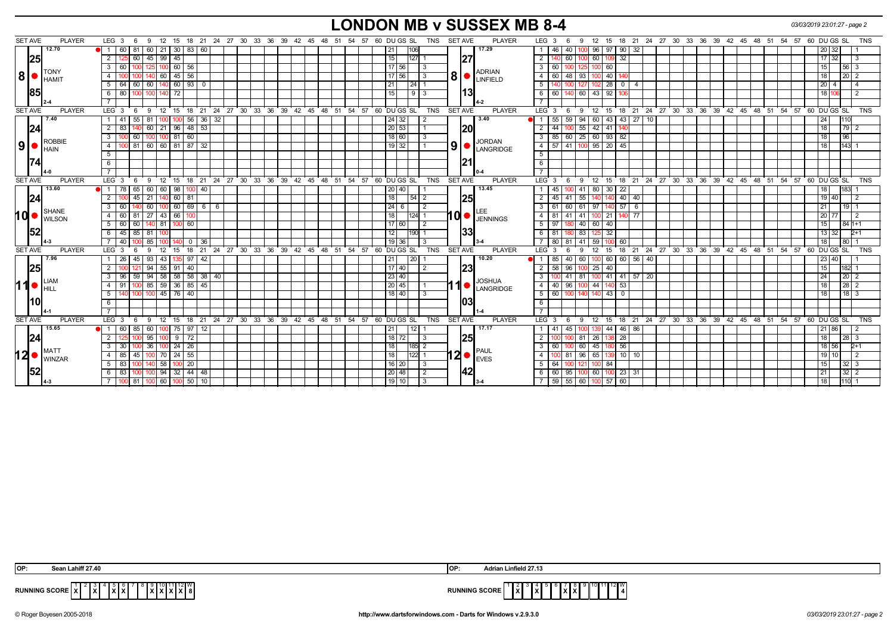# LONDON MB v SUSSEX MB 8-4

| SET AVE | PLAYER | LEG | 3 | 6 | 9 | 12 | 15 | 18 | 21 | 24 | DU | GS | SL | TNS | SET AVE | PLAYER | LEG | 3 | 6 | 9 | 12 | 15 | 18 | 21 | 24 | DU | GS | SL | TNS |
|---|---|---|---|---|---|---|---|---|---|---|---|---|---|---|---|---|---|---|---|---|---|---|---|---|---|---|---|---|---|
| 12.70 | 8 TONY HAMIT | 1 | 60 | 81 | 60 | 21 | 30 | 83 | 60 | | 21 | | 106 | | 17.29 | 8 ADRIAN LINFIELD | 1 | 46 | 40 | 100 | 96 | 97 | 90 | 32 | | 20 | 32 | | 1 |
| 25 | | 2 | 125 | 60 | 45 | 99 | 45 | | | | 15 | | 127 | 1 | 27 | | 2 | 140 | 60 | 100 | 60 | 109 | 32 | | | 17 | 32 | | 3 |
| | | 3 | 60 | 100 | 125 | 100 | 60 | 56 | | | 17 | 56 | | 3 | | | 3 | 60 | 100 | 125 | 100 | 60 | | | | 15 | | 56 | 3 |
| | | 4 | 100 | 100 | 140 | 60 | 45 | 56 | | | 17 | 56 | | 3 | | | 4 | 60 | 48 | 93 | 100 | 40 | 140 | | | 18 | | 20 | 2 |
| | | 5 | 64 | 60 | 60 | 140 | 60 | 93 | 0 | | 21 | | 24 | 1 | | | 5 | 140 | 100 | 127 | 102 | 28 | 0 | 4 | | 20 | 4 | | 4 |
| 85 | | 6 | 80 | 100 | 100 | 140 | 72 | | | | 15 | | 9 | 3 | 13 | | 6 | 60 | 140 | 60 | 43 | 92 | 106 | | | 18 | 106 | | 2 |
| 2-4 | | 7 | | | | | | | | | | | | | 4-2 | | 7 | | | | | | | | | | | | |
| 7.40 | 9 ROBBIE HAIN | 1 | 41 | 55 | 81 | 100 | 100 | 56 | 36 | 32 | 24 | 32 | | 2 | 3.40 | 9 JORDAN LANGRIDGE | 1 | 55 | 59 | 94 | 60 | 43 | 43 | 27 | 10 | 24 | | 110 | |
| 24 | | 2 | 83 | 140 | 60 | 21 | 96 | 48 | 53 | | 20 | 53 | | 1 | 20 | | 2 | 44 | 100 | 55 | 42 | 41 | 140 | | | 18 | | 79 | 2 |
| | | 3 | 100 | 60 | 100 | 100 | 81 | 60 | | | 18 | 60 | | 3 | | | 3 | 85 | 60 | 25 | 60 | 93 | 82 | | | 18 | | 96 | |
| | | 4 | 100 | 81 | 60 | 60 | 81 | 87 | 32 | | 19 | 32 | | 1 | | | 4 | 57 | 41 | 100 | 95 | 20 | 45 | | | 18 | | 143 | 1 |
| 74 | | 5 | | | | | | | | | | | | | 21 | | 5 | | | | | | | | | | | | |
| 4-0 | | 6 | | | | | | | | | | | | | 0-4 | | 6 | | | | | | | | | | | | |
| 13.60 | 10 SHANE WILSON | 1 | 78 | 65 | 60 | 60 | 98 | 100 | 40 | | 20 | 40 | | 1 | 13.45 | 10 LEE JENNINGS | 1 | 45 | 100 | 41 | 80 | 30 | 22 | | | 18 | | 183 | 1 |
| 24 | | 2 | 100 | 45 | 21 | 140 | 60 | 81 | | | 18 | | 54 | 2 | 25 | | 2 | 45 | 41 | 55 | 140 | 140 | 40 | 40 | | 19 | 40 | | 2 |
| | | 3 | 60 | 140 | 60 | 100 | 60 | 69 | 6 | 6 | 24 | 6 | | 2 | | | 3 | 61 | 60 | 61 | 97 | 140 | 57 | 6 | | 21 | | 19 | 1 |
| | | 4 | 60 | 81 | 27 | 43 | 66 | 100 | | | 18 | | 124 | 1 | | | 4 | 81 | 41 | 41 | 100 | 21 | 140 | 77 | | 20 | 77 | | 2 |
| | | 5 | 60 | 60 | 140 | 81 | 100 | 60 | | | 17 | 60 | | 2 | | | 5 | 97 | 180 | 40 | 60 | 40 | | | | 15 | | 84 | 1+1 |
| 52 | | 6 | 45 | 85 | 81 | 100 | | | | | 12 | | 190 | 1 | 33 | | 6 | 81 | 180 | 83 | 125 | 32 | | | | 13 | 32 | | 2+1 |
| 4-3 | | 7 | 40 | 100 | 85 | 100 | 140 | 0 | 36 | | 19 | 36 | | 3 | 3-4 | | 7 | 80 | 81 | 41 | 59 | 100 | 60 | | | 18 | | 80 | 1 |
| 7.96 | 11 LIAM HILL | 1 | 26 | 45 | 93 | 43 | 135 | 97 | 42 | | 21 | | 20 | 1 | 10.20 | 11 JOSHUA LANGRIDGE | 1 | 85 | 40 | 60 | 100 | 60 | 60 | 56 | 40 | 23 | 40 | | 1 |
| 25 | | 2 | 100 | 121 | 94 | 55 | 91 | 40 | | | 17 | 40 | | 2 | 23 | | 2 | 58 | 96 | 100 | 25 | 40 | | | | 15 | | 182 | 1 |
| | | 3 | 96 | 59 | 94 | 58 | 58 | 58 | 38 | 40 | 23 | 40 | | | | | 3 | 100 | 41 | 81 | 100 | 41 | 41 | 57 | 20 | 24 | | 20 | 2 |
| | | 4 | 91 | 100 | 85 | 59 | 36 | 85 | 45 | | 20 | 45 | | 1 | | | 4 | 40 | 96 | 100 | 44 | 140 | 53 | | | 18 | | 28 | 2 |
| 10 | | 5 | 140 | 100 | 100 | 45 | 76 | 40 | | | 18 | 40 | | 3 | 03 | | 5 | 60 | 100 | 140 | 140 | 43 | 0 | | | 18 | | 18 | 3 |
| 4-1 | | 6 | | | | | | | | | | | | | 1-4 | | 6 | | | | | | | | | | | | |
| 15.65 | 12 MATT WINZAR | 1 | 60 | 85 | 60 | 100 | 75 | 97 | 12 | | 21 | | 12 | 1 | 17.17 | 12 PAUL EVES | 1 | 41 | 45 | 100 | 139 | 44 | 46 | 86 | | 21 | 86 | | 2 |
| 24 | | 2 | 125 | 100 | 95 | 100 | 9 | 72 | | | 18 | 72 | | 3 | 25 | | 2 | 100 | 100 | 81 | 26 | 138 | 28 | | | 18 | | 28 | 3 |
| | | 3 | 30 | 100 | 36 | 100 | 24 | 26 | | | 18 | | 185 | 2 | | | 3 | 60 | 100 | 60 | 45 | 180 | 56 | | | 18 | 56 | | 2+1 |
| | | 4 | 85 | 45 | 100 | 70 | 24 | 55 | | | 18 | | 122 | 1 | | | 4 | 100 | 81 | 96 | 65 | 139 | 10 | 10 | | 19 | 10 | | 2 |
| | | 5 | 83 | 100 | 140 | 58 | 100 | 20 | | | 16 | 20 | | 3 | | | 5 | 64 | 100 | 121 | 100 | 84 | | | | 15 | | 32 | 3 |
| 52 | | 6 | 83 | 100 | 100 | 94 | 32 | 44 | 48 | | 20 | 48 | | 2 | 42 | | 6 | 60 | 95 | 100 | 60 | 100 | 23 | 31 | | 21 | | 32 | 2 |
| 4-3 | | 7 | 100 | 81 | 100 | 60 | 100 | 50 | 10 | | 19 | 10 | | 3 | 3-4 | | 7 | 59 | 55 | 60 | 100 | 57 | 60 | | | 18 | | 110 | 1 |

OP: Sean Lahiff 27.40

OP: Adrian Linfield 27.13

| RUNNING SCORE | 1 | 2 | 3 | 4 | 5 | 6 | 7 | 8 | 9 | 10 | 11 | 12 | W |
|---|---|---|---|---|---|---|---|---|---|---|---|---|---|
| LONDON MB | X | | X | | X | X | | | X | X | X | X | 8 |
| SUSSEX MB | | X | | X | | | X | X | | | | | 4 |

© Roger Boyesen 2005-2018 http://www.dartsforwindows.com - Darts for Windows v.2.9.3.0 03/03/2019 23:01:27 - page 2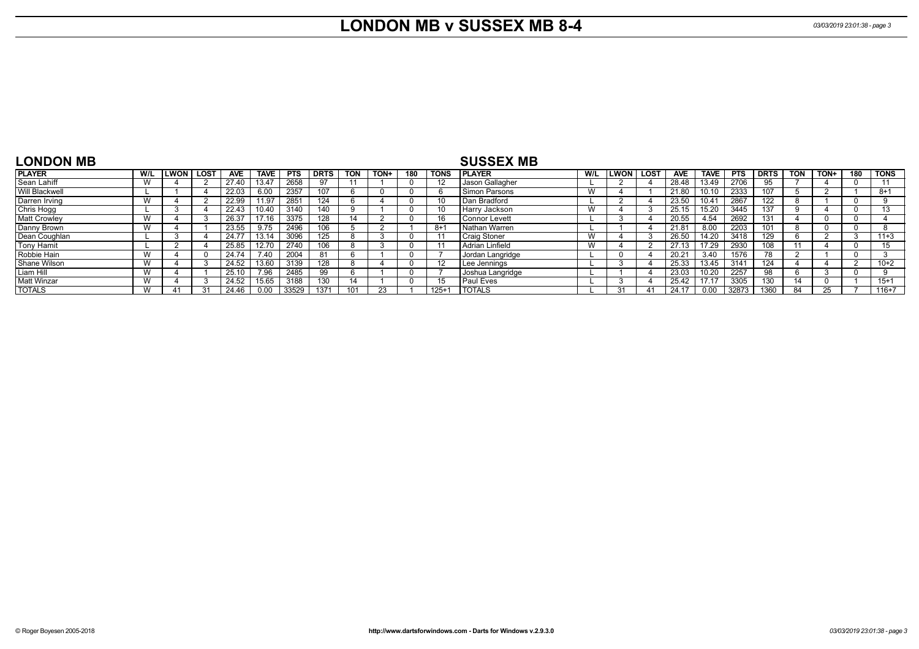# LONDON MB v SUSSEX MB 8-4

## LONDON MB

| PLAYER | W/L | LWON | LOST | AVE | TAVE | PTS | DRTS | TON | TON+ | 180 | TONS |
|---|---|---|---|---|---|---|---|---|---|---|---|
| Sean Lahiff | W | 4 | 2 | 27.40 | 13.47 | 2658 | 97 | 11 | 1 | 0 | 12 |
| Will Blackwell | L | 1 | 4 | 22.03 | 6.00 | 2357 | 107 | 6 | 0 | 0 | 6 |
| Darren Irving | W | 4 | 2 | 22.99 | 11.97 | 2851 | 124 | 6 | 4 | 0 | 10 |
| Chris Hogg | L | 3 | 4 | 22.43 | 10.40 | 3140 | 140 | 9 | 1 | 0 | 10 |
| Matt Crowley | W | 4 | 3 | 26.37 | 17.16 | 3375 | 128 | 14 | 2 | 0 | 16 |
| Danny Brown | W | 4 | 1 | 23.55 | 9.75 | 2496 | 106 | 5 | 2 | 1 | 8+1 |
| Dean Coughlan | L | 3 | 4 | 24.77 | 13.14 | 3096 | 125 | 8 | 3 | 0 | 11 |
| Tony Hamit | L | 2 | 4 | 25.85 | 12.70 | 2740 | 106 | 8 | 3 | 0 | 11 |
| Robbie Hain | W | 4 | 0 | 24.74 | 7.40 | 2004 | 81 | 6 | 1 | 0 | 7 |
| Shane Wilson | W | 4 | 3 | 24.52 | 13.60 | 3139 | 128 | 8 | 4 | 0 | 12 |
| Liam Hill | W | 4 | 1 | 25.10 | 7.96 | 2485 | 99 | 6 | 1 | 0 | 7 |
| Matt Winzar | W | 4 | 3 | 24.52 | 15.65 | 3188 | 130 | 14 | 1 | 0 | 15 |
| TOTALS | W | 41 | 31 | 24.46 | 0.00 | 33529 | 1371 | 101 | 23 | 1 | 125+1 |

## SUSSEX MB

| PLAYER | W/L | LWON | LOST | AVE | TAVE | PTS | DRTS | TON | TON+ | 180 | TONS |
|---|---|---|---|---|---|---|---|---|---|---|---|
| Jason Gallagher | L | 2 | 4 | 28.48 | 13.49 | 2706 | 95 | 7 | 4 | 0 | 11 |
| Simon Parsons | W | 4 | 1 | 21.80 | 10.10 | 2333 | 107 | 5 | 2 | 1 | 8+1 |
| Dan Bradford | L | 2 | 4 | 23.50 | 10.41 | 2867 | 122 | 8 | 1 | 0 | 9 |
| Harry Jackson | W | 4 | 3 | 25.15 | 15.20 | 3445 | 137 | 9 | 4 | 0 | 13 |
| Connor Levett | L | 3 | 4 | 20.55 | 4.54 | 2692 | 131 | 4 | 0 | 0 | 4 |
| Nathan Warren | L | 1 | 4 | 21.81 | 8.00 | 2203 | 101 | 8 | 0 | 0 | 8 |
| Craig Stoner | W | 4 | 3 | 26.50 | 14.20 | 3418 | 129 | 6 | 2 | 3 | 11+3 |
| Adrian Linfield | W | 4 | 2 | 27.13 | 17.29 | 2930 | 108 | 11 | 4 | 0 | 15 |
| Jordan Langridge | L | 0 | 4 | 20.21 | 3.40 | 1576 | 78 | 2 | 1 | 0 | 3 |
| Lee Jennings | L | 3 | 4 | 25.33 | 13.45 | 3141 | 124 | 4 | 4 | 2 | 10+2 |
| Joshua Langridge | L | 1 | 4 | 23.03 | 10.20 | 2257 | 98 | 6 | 3 | 0 | 9 |
| Paul Eves | L | 3 | 4 | 25.42 | 17.17 | 3305 | 130 | 14 | 0 | 1 | 15+1 |
| TOTALS | L | 31 | 41 | 24.17 | 0.00 | 32873 | 1360 | 84 | 25 | 7 | 116+7 |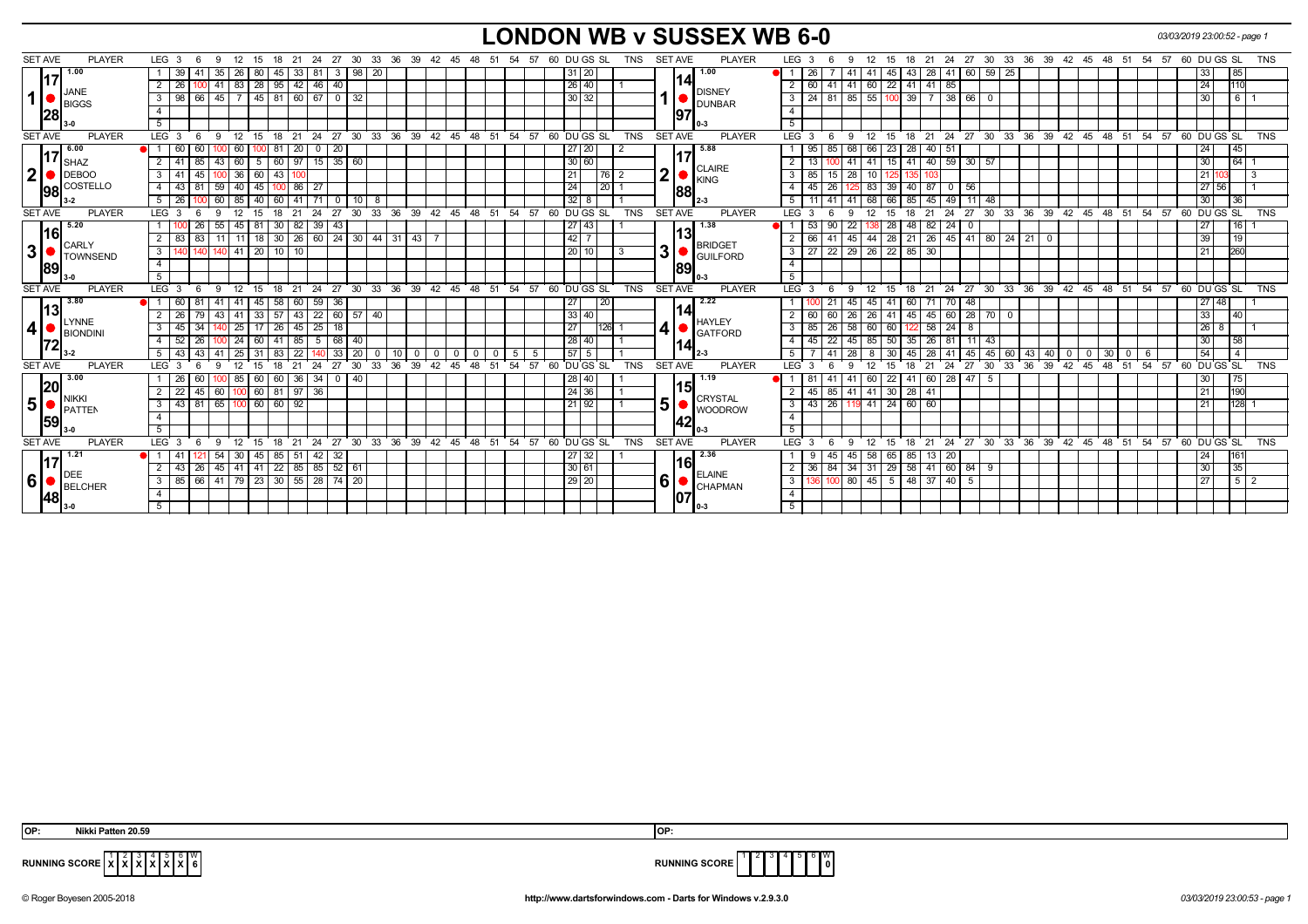# LONDON WB v SUSSEX WB 6-0

03/03/2019 23:00:52 - page 1

| SET AVE | PLAYER | LEG | 3 | 6 | 9 | 12 | 15 | 18 | 21 | 24 | 27 | 30 | 33 | 36 | 39 | 42 | 45 | 48 | 51 | 54 | 57 | 60 | DU | GS | SL | TNS | SET AVE | PLAYER | LEG | 3 | 6 | 9 | 12 | 15 | 18 | 21 | 24 | 27 | 30 | 33 | 36 | 39 | 42 | 45 | 48 | 51 | 54 | 57 | 60 | DU | GS | SL | TNS |
|---|---|---|---|---|---|---|---|---|---|---|---|---|---|---|---|---|---|---|---|---|---|---|---|---|---|---|---|---|---|---|---|---|---|---|---|---|---|---|---|---|---|---|---|---|---|---|---|---|---|---|---|---|
| 1.00 / 17.28 | JANE BIGGS 3-0 | 1 | 39 | 41 | 35 | 26 | 80 | 45 | 33 | 81 | 3 | 98 | 20 | | | | | | | | | | 31 | 20 | | | 1.00 / 14.97 | DISNEY DUNBAR 0-3 | 1 | 26 | 7 | 41 | 41 | 45 | 43 | 28 | 41 | 60 | 59 | 25 | | | | | | | | | | 33 | | 85 | |
| | | 2 | 26 | 100 | 41 | 83 | 28 | 95 | 42 | 46 | 40 | | | | | | | | | | | | 26 | 40 | | 1 | | | 2 | 60 | 41 | 41 | 60 | 22 | 41 | 41 | 85 | | | | | | | | | | | | | 24 | | 110 | |
| | | 3 | 98 | 66 | 45 | 7 | 45 | 81 | 60 | 67 | 0 | 32 | | | | | | | | | | | 30 | 32 | | | | | 3 | 24 | 81 | 85 | 55 | 100 | 39 | 7 | 38 | 66 | 0 | | | | | | | | | | | 30 | | 6 | 1 |
| 6.00 / 17.98 | SHAZ DEBOO COSTELLO 3-2 | 1 | 60 | 60 | 100 | 60 | 100 | 81 | 20 | 0 | 20 | | | | | | | | | | | | 27 | 20 | | 2 | 5.88 / 17.88 | CLAIRE KING 2-3 | 1 | 95 | 85 | 68 | 66 | 23 | 28 | 40 | 51 | | | | | | | | | | | | | 24 | | 45 | |
| | | 2 | 41 | 85 | 43 | 60 | 5 | 60 | 97 | 15 | 35 | 60 | | | | | | | | | | | 30 | 60 | | | | | 2 | 13 | 100 | 41 | 41 | 15 | 41 | 40 | 59 | 30 | 57 | | | | | | | | | | | 30 | | 64 | 1 |
| | | 3 | 41 | 45 | 100 | 36 | 60 | 43 | 100 | | | | | | | | | | | | | | 21 | | 76 | 2 | | | 3 | 85 | 15 | 28 | 10 | 125 | 135 | 103 | | | | | | | | | | | | | | 21 | 103 | | 3 |
| | | 4 | 43 | 81 | 59 | 40 | 45 | 100 | 86 | 27 | | | | | | | | | | | | | 24 | | 20 | 1 | | | 4 | 45 | 26 | 125 | 83 | 39 | 40 | 87 | 0 | 56 | | | | | | | | | | | | 27 | 56 | | 1 |
| | | 5 | 26 | 100 | 60 | 85 | 40 | 60 | 41 | 71 | 0 | 10 | 8 | | | | | | | | | | 32 | 8 | | 1 | | | 5 | 11 | 41 | 41 | 68 | 66 | 85 | 45 | 49 | 11 | 48 | | | | | | | | | | | 30 | | 36 | |
| 5.20 / 16.89 | CARLY TOWNSEND 3-0 | 1 | 100 | 26 | 55 | 45 | 81 | 30 | 82 | 39 | 43 | | | | | | | | | | | | 27 | 43 | | 1 | 1.38 / 13.89 | BRIDGET GUILFORD 0-3 | 1 | 53 | 90 | 22 | 138 | 28 | 48 | 82 | 24 | 0 | | | | | | | | | | | | 27 | | 16 | 1 |
| | | 2 | 83 | 83 | 11 | 11 | 18 | 30 | 26 | 60 | 24 | 30 | 44 | 31 | 43 | 7 | | | | | | | 42 | 7 | | | | | 2 | 66 | 41 | 45 | 44 | 28 | 21 | 26 | 45 | 41 | 80 | 24 | 21 | 0 | | | | | | | | 39 | | 19 | |
| | | 3 | 140 | 140 | 140 | 41 | 20 | 10 | 10 | | | | | | | | | | | | | | 20 | 10 | | 3 | | | 3 | 27 | 22 | 29 | 26 | 22 | 85 | 30 | | | | | | | | | | | | | | 21 | | 260 | |
| 3.80 / 13.72 | LYNNE BIONDINI 3-2 | 1 | 60 | 81 | 41 | 41 | 45 | 58 | 60 | 59 | 36 | | | | | | | | | | | | 27 | | 20 | | 2.22 / 14.14 | HAYLEY GATFORD 2-3 | 1 | 100 | 21 | 45 | 45 | 41 | 60 | 71 | 70 | 48 | | | | | | | | | | | | 27 | 48 | | 1 |
| | | 2 | 26 | 79 | 43 | 41 | 33 | 57 | 43 | 22 | 60 | 57 | 40 | | | | | | | | | | 33 | 40 | | | | | 2 | 60 | 60 | 26 | 26 | 41 | 45 | 45 | 60 | 28 | 70 | 0 | | | | | | | | | | 33 | | 40 | |
| | | 3 | 45 | 34 | 140 | 25 | 17 | 26 | 45 | 25 | 18 | | | | | | | | | | | | 27 | | 126 | 1 | | | 3 | 85 | 26 | 58 | 60 | 60 | 122 | 58 | 24 | 8 | | | | | | | | | | | | 26 | 8 | | 1 |
| | | 4 | 52 | 26 | 100 | 24 | 60 | 41 | 85 | 5 | 68 | 40 | | | | | | | | | | | 28 | 40 | | 1 | | | 4 | 45 | 22 | 45 | 85 | 50 | 35 | 26 | 81 | 11 | 43 | | | | | | | | | | | 30 | | 58 | |
| | | 5 | 43 | 43 | 41 | 25 | 31 | 83 | 22 | 140 | 33 | 20 | 0 | 10 | 0 | 0 | 0 | 0 | 0 | 5 | 5 | | 57 | 5 | | 1 | | | 5 | 7 | 41 | 28 | 8 | 30 | 45 | 28 | 41 | 45 | 45 | 60 | 43 | 40 | 0 | 0 | 30 | 0 | 6 | | | 54 | | 4 | |
| 3.00 / 20.59 | NIKKI PATTEN 3-0 | 1 | 26 | 60 | 100 | 85 | 60 | 60 | 36 | 34 | 0 | 40 | | | | | | | | | | | 28 | 40 | | 1 | 1.19 / 15.42 | CRYSTAL WOODROW 0-3 | 1 | 81 | 41 | 41 | 60 | 22 | 41 | 60 | 28 | 47 | 5 | | | | | | | | | | | 30 | | 75 | |
| | | 2 | 22 | 45 | 60 | 100 | 60 | 81 | 97 | 36 | | | | | | | | | | | | | 24 | 36 | | 1 | | | 2 | 45 | 85 | 41 | 41 | 30 | 28 | 41 | | | | | | | | | | | | | | 21 | | 190 | |
| | | 3 | 43 | 81 | 65 | 100 | 60 | 60 | 92 | | | | | | | | | | | | | | 21 | 92 | | 1 | | | 3 | 43 | 26 | 119 | 41 | 24 | 60 | 60 | | | | | | | | | | | | | | 21 | | 128 | 1 |
| 1.21 / 17.48 | DEE BELCHER 3-0 | 1 | 41 | 121 | 54 | 30 | 45 | 85 | 51 | 42 | 32 | | | | | | | | | | | | 27 | 32 | | 1 | 2.36 / 16.07 | ELAINE CHAPMAN 0-3 | 1 | 9 | 45 | 45 | 58 | 65 | 85 | 13 | 20 | | | | | | | | | | | | | 24 | | 161 | |
| | | 2 | 43 | 26 | 45 | 41 | 41 | 22 | 85 | 85 | 52 | 61 | | | | | | | | | | | 30 | 61 | | | | | 2 | 36 | 84 | 34 | 31 | 29 | 58 | 41 | 60 | 84 | 9 | | | | | | | | | | | 30 | | 35 | |
| | | 3 | 85 | 66 | 41 | 79 | 23 | 30 | 55 | 28 | 74 | 20 | | | | | | | | | | | 29 | 20 | | | | | 3 | 136 | 100 | 80 | 45 | 5 | 48 | 37 | 40 | 5 | | | | | | | | | | | | 27 | | 5 | 2 |

OP: Nikki Patten 20.59 | OP:

RUNNING SCORE: 1 X, 2 X, 3 X, 4 X, 5 X, 6 X, W 6 | RUNNING SCORE: 1, 2, 3, 4, 5, 6, W 0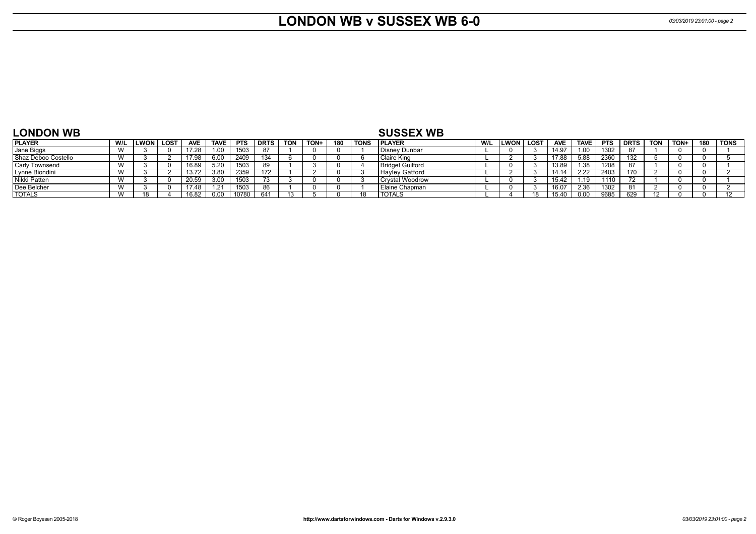# LONDON WB v SUSSEX WB 6-0

## LONDON WB

| PLAYER | W/L | LWON | LOST | AVE | TAVE | PTS | DRTS | TON | TON+ | 180 | TONS |
|---|---|---|---|---|---|---|---|---|---|---|---|
| Jane Biggs | W | 3 | 0 | 17.28 | 1.00 | 1503 | 87 | 1 | 0 | 0 | 1 |
| Shaz Deboo Costello | W | 3 | 2 | 17.98 | 6.00 | 2409 | 134 | 6 | 0 | 0 | 6 |
| Carly Townsend | W | 3 | 0 | 16.89 | 5.20 | 1503 | 89 | 1 | 3 | 0 | 4 |
| Lynne Biondini | W | 3 | 2 | 13.72 | 3.80 | 2359 | 172 | 1 | 2 | 0 | 3 |
| Nikki Patten | W | 3 | 0 | 20.59 | 3.00 | 1503 | 73 | 3 | 0 | 0 | 3 |
| Dee Belcher | W | 3 | 0 | 17.48 | 1.21 | 1503 | 86 | 1 | 0 | 0 | 1 |
| TOTALS | W | 18 | 4 | 16.82 | 0.00 | 10780 | 641 | 13 | 5 | 0 | 18 |

## SUSSEX WB

| PLAYER | W/L | LWON | LOST | AVE | TAVE | PTS | DRTS | TON | TON+ | 180 | TONS |
|---|---|---|---|---|---|---|---|---|---|---|---|
| Disney Dunbar | L | 0 | 3 | 14.97 | 1.00 | 1302 | 87 | 1 | 0 | 0 | 1 |
| Claire King | L | 2 | 3 | 17.88 | 5.88 | 2360 | 132 | 5 | 0 | 0 | 5 |
| Bridget Guilford | L | 0 | 3 | 13.89 | 1.38 | 1208 | 87 | 1 | 0 | 0 | 1 |
| Hayley Gatford | L | 2 | 3 | 14.14 | 2.22 | 2403 | 170 | 2 | 0 | 0 | 2 |
| Crystal Woodrow | L | 0 | 3 | 15.42 | 1.19 | 1110 | 72 | 1 | 0 | 0 | 1 |
| Elaine Chapman | L | 0 | 3 | 16.07 | 2.36 | 1302 | 81 | 2 | 0 | 0 | 2 |
| TOTALS | L | 4 | 18 | 15.40 | 0.00 | 9685 | 629 | 12 | 0 | 0 | 12 |